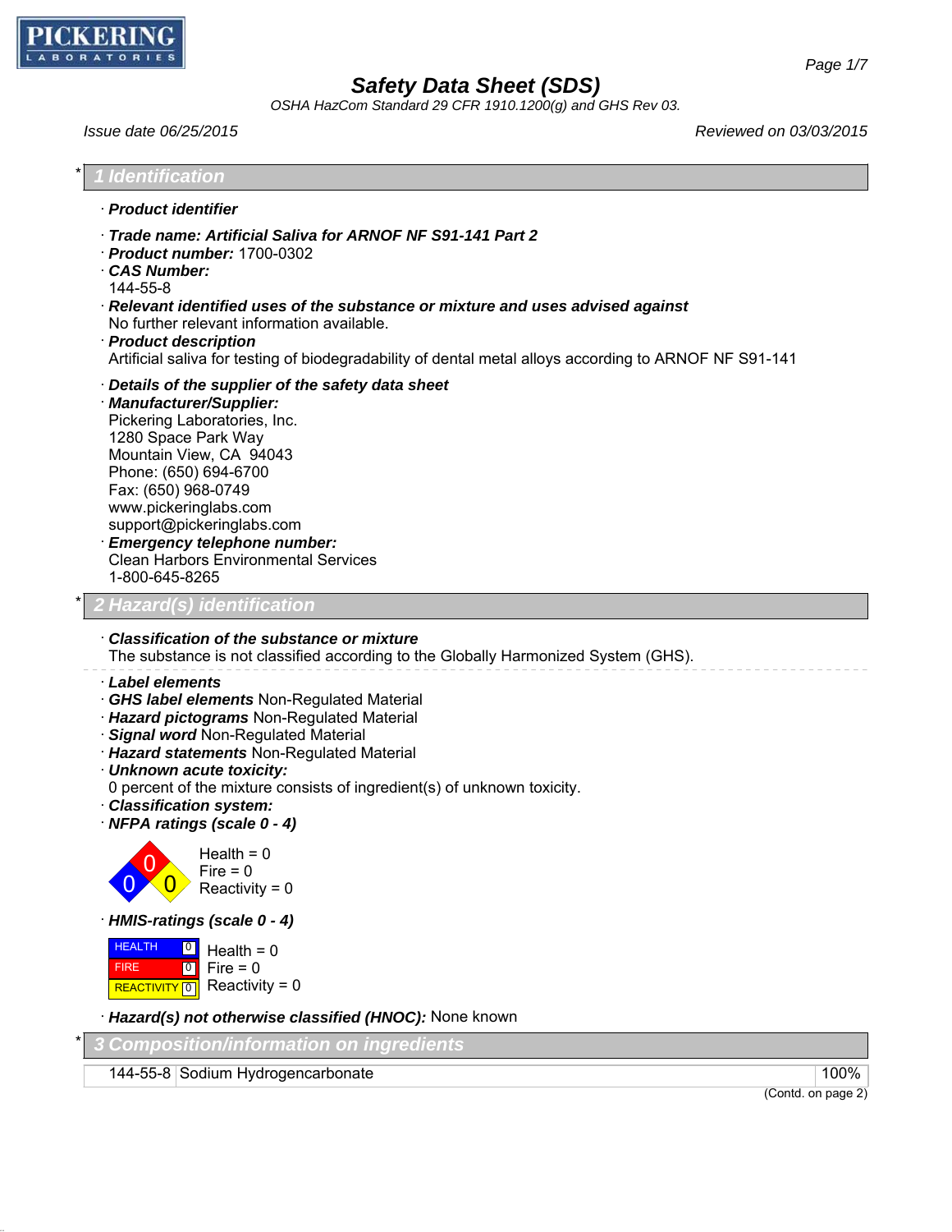# Safety Data Sheet (SDS)

*OSHA HazCom Standard 29 CFR 1910.1200(g) and GHS Rev 03.*

*Issue date 06/25/2015* *Reviewed on 03/03/2015*

## * 1 Identification

· **Product identifier**

· **Trade name: Artificial Saliva for ARNOF NF S91-141 Part 2**
· **Product number:** 1700-0302
· **CAS Number:**
144-55-8
· **Relevant identified uses of the substance or mixture and uses advised against**
No further relevant information available.
· **Product description**
Artificial saliva for testing of biodegradability of dental metal alloys according to ARNOF NF S91-141

· **Details of the supplier of the safety data sheet**
· **Manufacturer/Supplier:**
Pickering Laboratories, Inc.
1280 Space Park Way
Mountain View, CA 94043
Phone: (650) 694-6700
Fax: (650) 968-0749
www.pickeringlabs.com
support@pickeringlabs.com
· **Emergency telephone number:**
Clean Harbors Environmental Services
1-800-645-8265

## * 2 Hazard(s) identification

· **Classification of the substance or mixture**
The substance is not classified according to the Globally Harmonized System (GHS).

· **Label elements**
· **GHS label elements** Non-Regulated Material
· **Hazard pictograms** Non-Regulated Material
· **Signal word** Non-Regulated Material
· **Hazard statements** Non-Regulated Material
· **Unknown acute toxicity:**
0 percent of the mixture consists of ingredient(s) of unknown toxicity.
· **Classification system:**
· **NFPA ratings (scale 0 - 4)**

Health = 0
Fire = 0
Reactivity = 0

· **HMIS-ratings (scale 0 - 4)**

| | | |
|---|---|---|
| HEALTH | 0 | Health = 0 |
| FIRE | 0 | Fire = 0 |
| REACTIVITY | 0 | Reactivity = 0 |

· **Hazard(s) not otherwise classified (HNOC):** None known

## * 3 Composition/information on ingredients

| | | |
|---|---|---|
| 144-55-8 | Sodium Hydrogencarbonate | 100% |

(Contd. on page 2)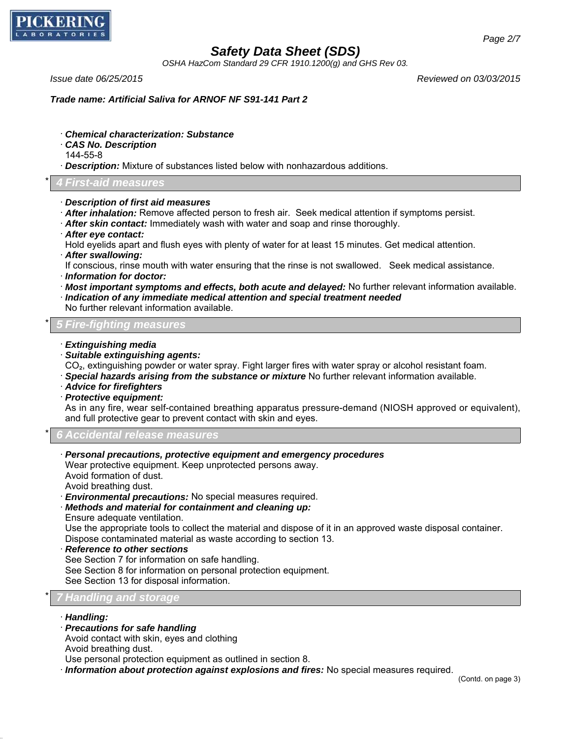· ***Chemical characterization: Substance***
· ***CAS No. Description***
144-55-8
· ***Description:*** Mixture of substances listed below with nonhazardous additions.

## * 4 First-aid measures

· ***Description of first aid measures***
· ***After inhalation:*** Remove affected person to fresh air. Seek medical attention if symptoms persist.
· ***After skin contact:*** Immediately wash with water and soap and rinse thoroughly.
· ***After eye contact:***
Hold eyelids apart and flush eyes with plenty of water for at least 15 minutes. Get medical attention.
· ***After swallowing:***
If conscious, rinse mouth with water ensuring that the rinse is not swallowed. Seek medical assistance.
· ***Information for doctor:***
· ***Most important symptoms and effects, both acute and delayed:*** No further relevant information available.
· ***Indication of any immediate medical attention and special treatment needed***
No further relevant information available.

## * 5 Fire-fighting measures

· ***Extinguishing media***
· ***Suitable extinguishing agents:***
$CO_2$, extinguishing powder or water spray. Fight larger fires with water spray or alcohol resistant foam.
· ***Special hazards arising from the substance or mixture*** No further relevant information available.
· ***Advice for firefighters***
· ***Protective equipment:***
As in any fire, wear self-contained breathing apparatus pressure-demand (NIOSH approved or equivalent), and full protective gear to prevent contact with skin and eyes.

## * 6 Accidental release measures

· ***Personal precautions, protective equipment and emergency procedures***
Wear protective equipment. Keep unprotected persons away.
Avoid formation of dust.
Avoid breathing dust.
· ***Environmental precautions:*** No special measures required.
· ***Methods and material for containment and cleaning up:***
Ensure adequate ventilation.
Use the appropriate tools to collect the material and dispose of it in an approved waste disposal container.
Dispose contaminated material as waste according to section 13.
· ***Reference to other sections***
See Section 7 for information on safe handling.
See Section 8 for information on personal protection equipment.
See Section 13 for disposal information.

## * 7 Handling and storage

· ***Handling:***
· ***Precautions for safe handling***
Avoid contact with skin, eyes and clothing
Avoid breathing dust.
Use personal protection equipment as outlined in section 8.
· ***Information about protection against explosions and fires:*** No special measures required.

(Contd. on page 3)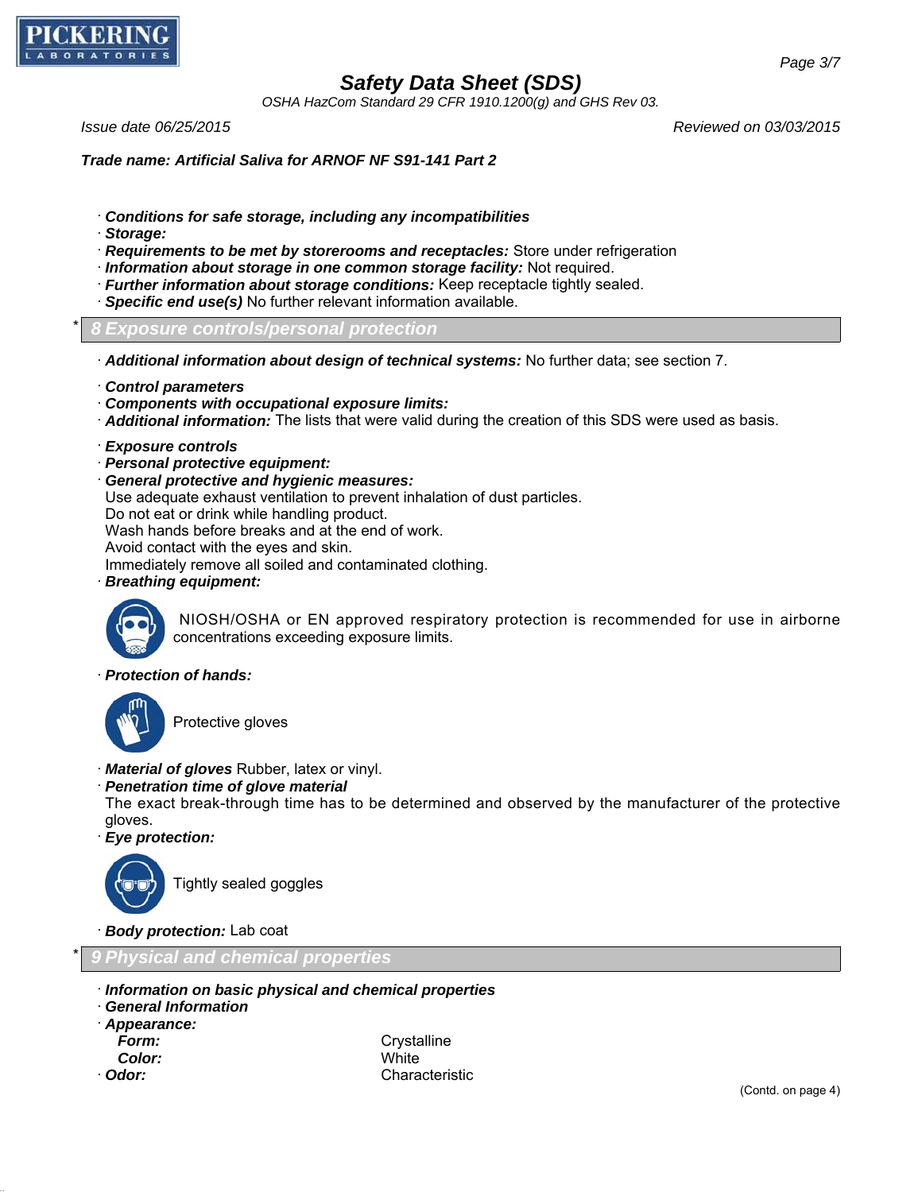**Safety Data Sheet (SDS)**

*OSHA HazCom Standard 29 CFR 1910.1200(g) and GHS Rev 03.*

*Issue date 06/25/2015* *Reviewed on 03/03/2015*

**Trade name: Artificial Saliva for ARNOF NF S91-141 Part 2**

· **Conditions for safe storage, including any incompatibilities**
· **Storage:**
· **Requirements to be met by storerooms and receptacles:** Store under refrigeration
· **Information about storage in one common storage facility:** Not required.
· **Further information about storage conditions:** Keep receptacle tightly sealed.
· **Specific end use(s)** No further relevant information available.

## * 8 Exposure controls/personal protection

· **Additional information about design of technical systems:** No further data; see section 7.

· **Control parameters**
· **Components with occupational exposure limits:**
· **Additional information:** The lists that were valid during the creation of this SDS were used as basis.

· **Exposure controls**
· **Personal protective equipment:**
· **General protective and hygienic measures:**
Use adequate exhaust ventilation to prevent inhalation of dust particles.
Do not eat or drink while handling product.
Wash hands before breaks and at the end of work.
Avoid contact with the eyes and skin.
Immediately remove all soiled and contaminated clothing.
· **Breathing equipment:**

NIOSH/OSHA or EN approved respiratory protection is recommended for use in airborne concentrations exceeding exposure limits.

· **Protection of hands:**

Protective gloves

· **Material of gloves** Rubber, latex or vinyl.
· **Penetration time of glove material**
The exact break-through time has to be determined and observed by the manufacturer of the protective gloves.
· **Eye protection:**

Tightly sealed goggles

· **Body protection:** Lab coat

## * 9 Physical and chemical properties

· **Information on basic physical and chemical properties**
· **General Information**
· **Appearance:**

| | |
|---|---|
| **Form:** | Crystalline |
| **Color:** | White |
| · **Odor:** | Characteristic |

(Contd. on page 4)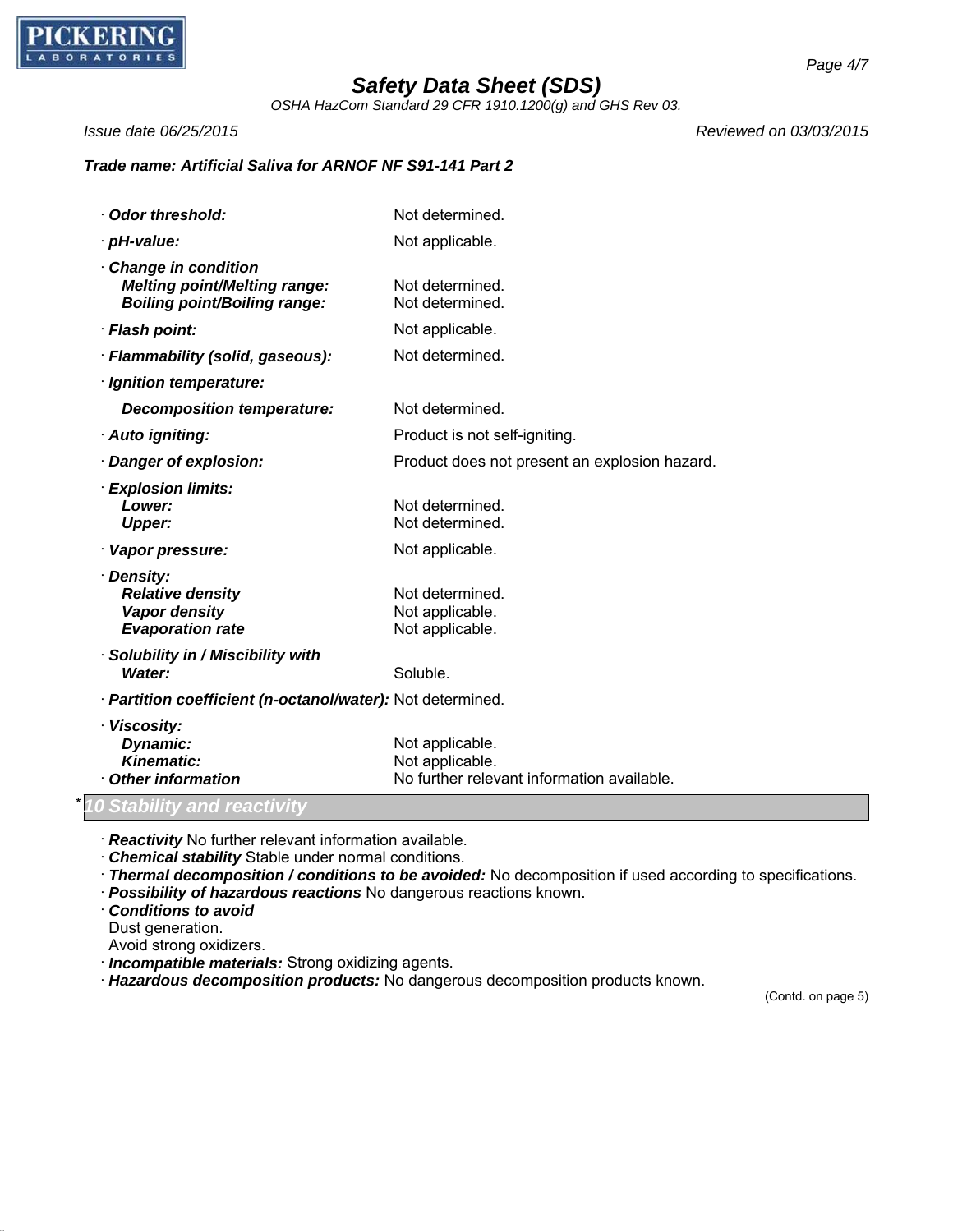**Trade name: Artificial Saliva for ARNOF NF S91-141 Part 2**

| | |
|---|---|
| · **Odor threshold:** | Not determined. |
| · **pH-value:** | Not applicable. |
| · **Change in condition** | |
| **Melting point/Melting range:** | Not determined. |
| **Boiling point/Boiling range:** | Not determined. |
| · **Flash point:** | Not applicable. |
| · **Flammability (solid, gaseous):** | Not determined. |
| · **Ignition temperature:** | |
| **Decomposition temperature:** | Not determined. |
| · **Auto igniting:** | Product is not self-igniting. |
| · **Danger of explosion:** | Product does not present an explosion hazard. |
| · **Explosion limits:** | |
| **Lower:** | Not determined. |
| **Upper:** | Not determined. |
| · **Vapor pressure:** | Not applicable. |
| · **Density:** | |
| **Relative density** | Not determined. |
| **Vapor density** | Not applicable. |
| **Evaporation rate** | Not applicable. |
| · **Solubility in / Miscibility with** | |
| **Water:** | Soluble. |
| · **Partition coefficient (n-octanol/water):** | Not determined. |
| · **Viscosity:** | |
| **Dynamic:** | Not applicable. |
| **Kinematic:** | Not applicable. |
| · **Other information** | No further relevant information available. |

## * 10 Stability and reactivity

· **Reactivity** No further relevant information available.
· **Chemical stability** Stable under normal conditions.
· **Thermal decomposition / conditions to be avoided:** No decomposition if used according to specifications.
· **Possibility of hazardous reactions** No dangerous reactions known.
· **Conditions to avoid**
Dust generation.
Avoid strong oxidizers.
· **Incompatible materials:** Strong oxidizing agents.
· **Hazardous decomposition products:** No dangerous decomposition products known.

(Contd. on page 5)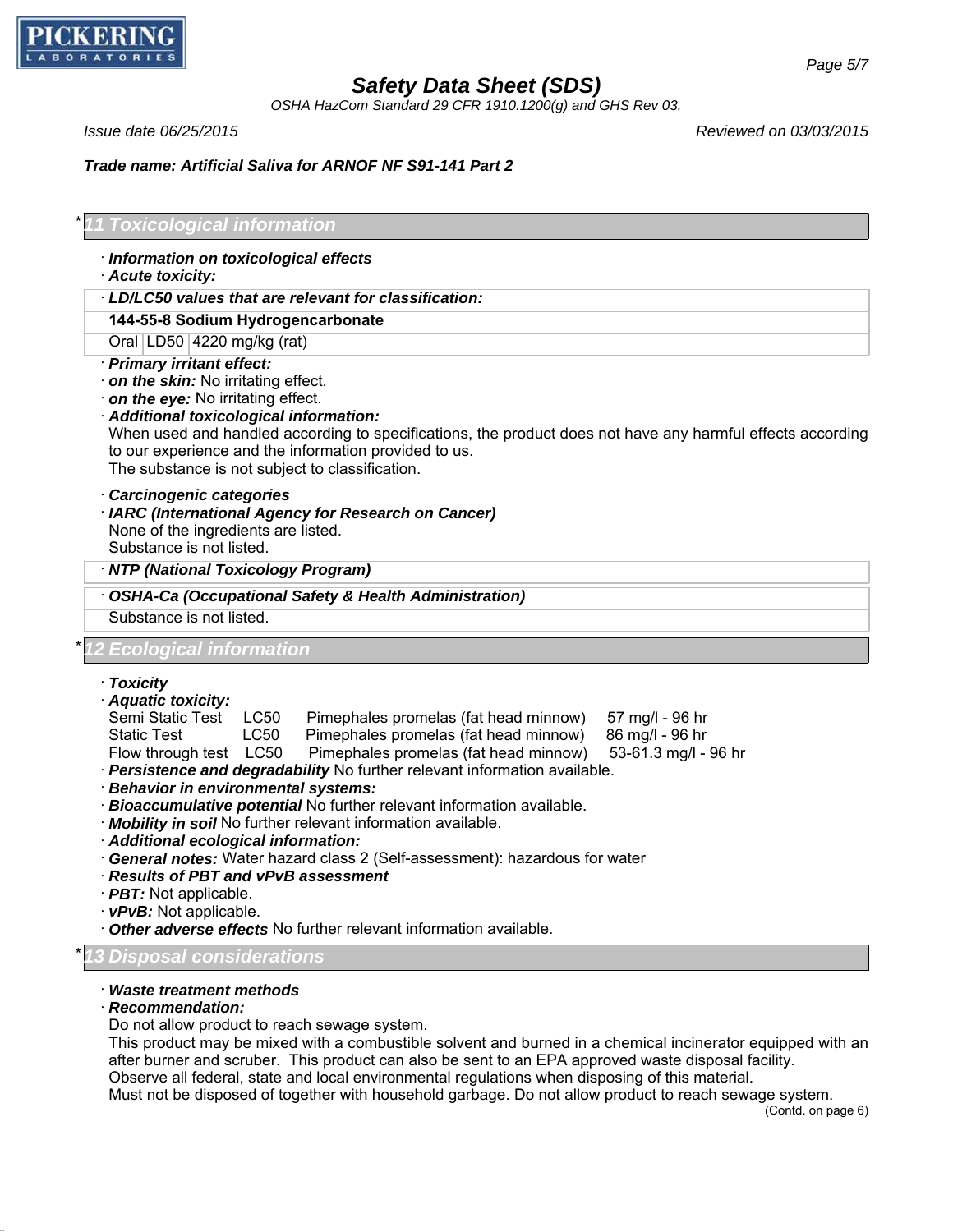## * 11 Toxicological information

· ***Information on toxicological effects***
· ***Acute toxicity:***

| · ***LD/LC50 values that are relevant for classification:*** | | |
|---|---|---|
| **144-55-8 Sodium Hydrogencarbonate** | | |
| Oral | LD50 | 4220 mg/kg (rat) |

· ***Primary irritant effect:***
· ***on the skin:*** No irritating effect.
· ***on the eye:*** No irritating effect.
· ***Additional toxicological information:***
When used and handled according to specifications, the product does not have any harmful effects according to our experience and the information provided to us.
The substance is not subject to classification.

· ***Carcinogenic categories***
· ***IARC (International Agency for Research on Cancer)***
None of the ingredients are listed.
Substance is not listed.

· ***NTP (National Toxicology Program)***

· ***OSHA-Ca (Occupational Safety & Health Administration)***
Substance is not listed.

## * 12 Ecological information

· ***Toxicity***
· ***Aquatic toxicity:***

| | | | |
|---|---|---|---|
| Semi Static Test | LC50 | Pimephales promelas (fat head minnow) | 57 mg/l - 96 hr |
| Static Test | LC50 | Pimephales promelas (fat head minnow) | 86 mg/l - 96 hr |
| Flow through test | LC50 | Pimephales promelas (fat head minnow) | 53-61.3 mg/l - 96 hr |

· ***Persistence and degradability*** No further relevant information available.
· ***Behavior in environmental systems:***
· ***Bioaccumulative potential*** No further relevant information available.
· ***Mobility in soil*** No further relevant information available.
· ***Additional ecological information:***
· ***General notes:*** Water hazard class 2 (Self-assessment): hazardous for water
· ***Results of PBT and vPvB assessment***
· ***PBT:*** Not applicable.
· ***vPvB:*** Not applicable.
· ***Other adverse effects*** No further relevant information available.

## * 13 Disposal considerations

· ***Waste treatment methods***
· ***Recommendation:***
Do not allow product to reach sewage system.
This product may be mixed with a combustible solvent and burned in a chemical incinerator equipped with an after burner and scruber. This product can also be sent to an EPA approved waste disposal facility.
Observe all federal, state and local environmental regulations when disposing of this material.
Must not be disposed of together with household garbage. Do not allow product to reach sewage system.

(Contd. on page 6)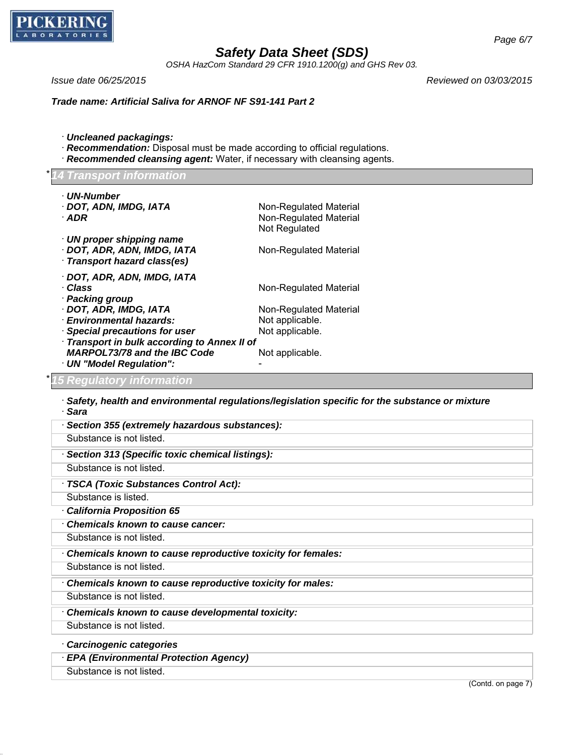Trade name: Artificial Saliva for ARNOF NF S91-141 Part 2

· **Uncleaned packagings:**
· **Recommendation:** Disposal must be made according to official regulations.
· **Recommended cleansing agent:** Water, if necessary with cleansing agents.

## * 14 Transport information

| | |
|---|---|
| · **UN-Number** | |
| · **DOT, ADN, IMDG, IATA** | Non-Regulated Material |
| · **ADR** | Non-Regulated Material<br>Not Regulated |
| · **UN proper shipping name** | |
| · **DOT, ADR, ADN, IMDG, IATA** | Non-Regulated Material |
| · **Transport hazard class(es)** | |
| · **DOT, ADR, ADN, IMDG, IATA** | |
| · **Class** | Non-Regulated Material |
| · **Packing group** | |
| · **DOT, ADR, IMDG, IATA** | Non-Regulated Material |
| · **Environmental hazards:** | Not applicable. |
| · **Special precautions for user** | Not applicable. |
| · **Transport in bulk according to Annex II of MARPOL73/78 and the IBC Code** | Not applicable. |
| · **UN "Model Regulation":** | - |

## * 15 Regulatory information

· **Safety, health and environmental regulations/legislation specific for the substance or mixture**
· **Sara**

· **Section 355 (extremely hazardous substances):**
Substance is not listed.

· **Section 313 (Specific toxic chemical listings):**
Substance is not listed.

· **TSCA (Toxic Substances Control Act):**
Substance is listed.

· **California Proposition 65**

· **Chemicals known to cause cancer:**
Substance is not listed.

· **Chemicals known to cause reproductive toxicity for females:**
Substance is not listed.

· **Chemicals known to cause reproductive toxicity for males:**
Substance is not listed.

· **Chemicals known to cause developmental toxicity:**
Substance is not listed.

· **Carcinogenic categories**

· **EPA (Environmental Protection Agency)**
Substance is not listed.

(Contd. on page 7)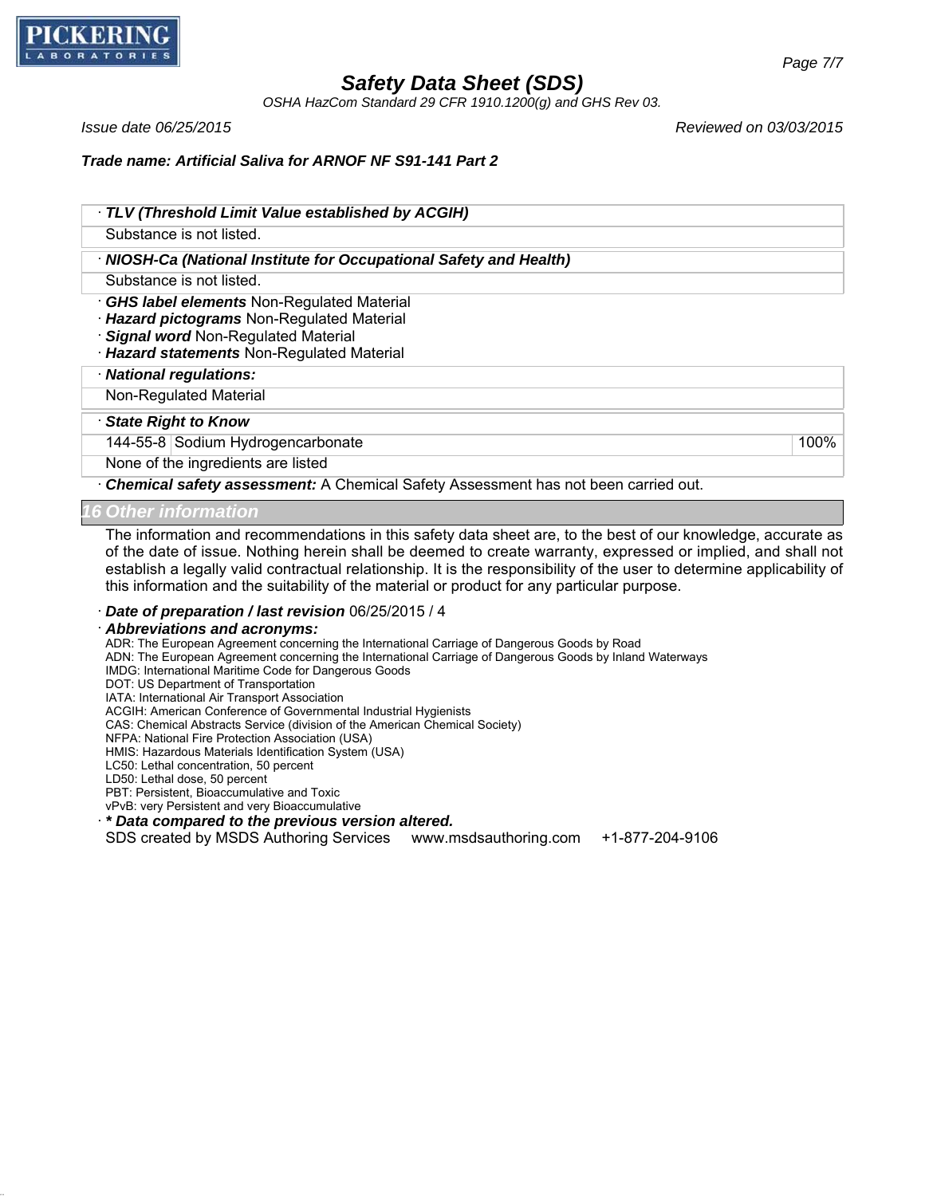| · **TLV (Threshold Limit Value established by ACGIH)** |
|---|
| Substance is not listed. |

| · **NIOSH-Ca (National Institute for Occupational Safety and Health)** |
|---|
| Substance is not listed. |

· **GHS label elements** Non-Regulated Material
· **Hazard pictograms** Non-Regulated Material
· **Signal word** Non-Regulated Material
· **Hazard statements** Non-Regulated Material

| · **National regulations:** |
|---|
| Non-Regulated Material |

| · **State Right to Know** | | |
|---|---|---|
| 144-55-8 | Sodium Hydrogencarbonate | 100% |
| None of the ingredients are listed | | |

· **Chemical safety assessment:** A Chemical Safety Assessment has not been carried out.

## 16 Other information

The information and recommendations in this safety data sheet are, to the best of our knowledge, accurate as of the date of issue. Nothing herein shall be deemed to create warranty, expressed or implied, and shall not establish a legally valid contractual relationship. It is the responsibility of the user to determine applicability of this information and the suitability of the material or product for any particular purpose.

· **Date of preparation / last revision** 06/25/2015 / 4

· **Abbreviations and acronyms:**
ADR: The European Agreement concerning the International Carriage of Dangerous Goods by Road
ADN: The European Agreement concerning the International Carriage of Dangerous Goods by Inland Waterways
IMDG: International Maritime Code for Dangerous Goods
DOT: US Department of Transportation
IATA: International Air Transport Association
ACGIH: American Conference of Governmental Industrial Hygienists
CAS: Chemical Abstracts Service (division of the American Chemical Society)
NFPA: National Fire Protection Association (USA)
HMIS: Hazardous Materials Identification System (USA)
LC50: Lethal concentration, 50 percent
LD50: Lethal dose, 50 percent
PBT: Persistent, Bioaccumulative and Toxic
vPvB: very Persistent and very Bioaccumulative

· ***** Data compared to the previous version altered.**
SDS created by MSDS Authoring Services www.msdsauthoring.com +1-877-204-9106